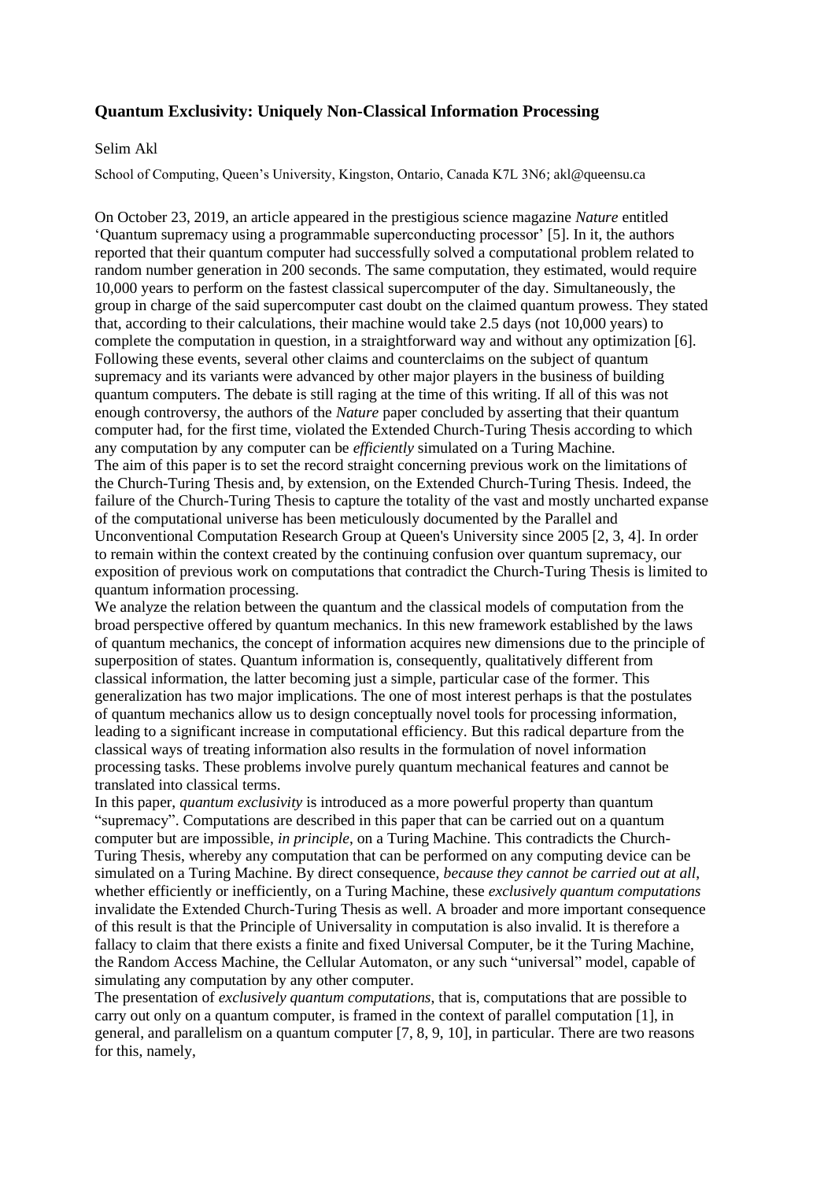# Quantum Exclusivity: Uniquely Non-Classical Information Processing

Selim Akl

School of Computing, Queen's University, Kingston, Ontario, Canada K7L 3N6; akl@queensu.ca

On October 23, 2019, an article appeared in the prestigious science magazine *Nature* entitled 'Quantum supremacy using a programmable superconducting processor' [5]. In it, the authors reported that their quantum computer had successfully solved a computational problem related to random number generation in 200 seconds. The same computation, they estimated, would require 10,000 years to perform on the fastest classical supercomputer of the day. Simultaneously, the group in charge of the said supercomputer cast doubt on the claimed quantum prowess. They stated that, according to their calculations, their machine would take 2.5 days (not 10,000 years) to complete the computation in question, in a straightforward way and without any optimization [6]. Following these events, several other claims and counterclaims on the subject of quantum supremacy and its variants were advanced by other major players in the business of building quantum computers. The debate is still raging at the time of this writing. If all of this was not enough controversy, the authors of the *Nature* paper concluded by asserting that their quantum computer had, for the first time, violated the Extended Church-Turing Thesis according to which any computation by any computer can be *efficiently* simulated on a Turing Machine.

The aim of this paper is to set the record straight concerning previous work on the limitations of the Church-Turing Thesis and, by extension, on the Extended Church-Turing Thesis. Indeed, the failure of the Church-Turing Thesis to capture the totality of the vast and mostly uncharted expanse of the computational universe has been meticulously documented by the Parallel and Unconventional Computation Research Group at Queen's University since 2005 [2, 3, 4]. In order to remain within the context created by the continuing confusion over quantum supremacy, our exposition of previous work on computations that contradict the Church-Turing Thesis is limited to quantum information processing.

We analyze the relation between the quantum and the classical models of computation from the broad perspective offered by quantum mechanics. In this new framework established by the laws of quantum mechanics, the concept of information acquires new dimensions due to the principle of superposition of states. Quantum information is, consequently, qualitatively different from classical information, the latter becoming just a simple, particular case of the former. This generalization has two major implications. The one of most interest perhaps is that the postulates of quantum mechanics allow us to design conceptually novel tools for processing information, leading to a significant increase in computational efficiency. But this radical departure from the classical ways of treating information also results in the formulation of novel information processing tasks. These problems involve purely quantum mechanical features and cannot be translated into classical terms.

In this paper, *quantum exclusivity* is introduced as a more powerful property than quantum "supremacy". Computations are described in this paper that can be carried out on a quantum computer but are impossible, *in principle*, on a Turing Machine. This contradicts the Church-Turing Thesis, whereby any computation that can be performed on any computing device can be simulated on a Turing Machine. By direct consequence, *because they cannot be carried out at all*, whether efficiently or inefficiently, on a Turing Machine, these *exclusively quantum computations* invalidate the Extended Church-Turing Thesis as well. A broader and more important consequence of this result is that the Principle of Universality in computation is also invalid. It is therefore a fallacy to claim that there exists a finite and fixed Universal Computer, be it the Turing Machine, the Random Access Machine, the Cellular Automaton, or any such "universal" model, capable of simulating any computation by any other computer.

The presentation of *exclusively quantum computations*, that is, computations that are possible to carry out only on a quantum computer, is framed in the context of parallel computation [1], in general, and parallelism on a quantum computer [7, 8, 9, 10], in particular. There are two reasons for this, namely,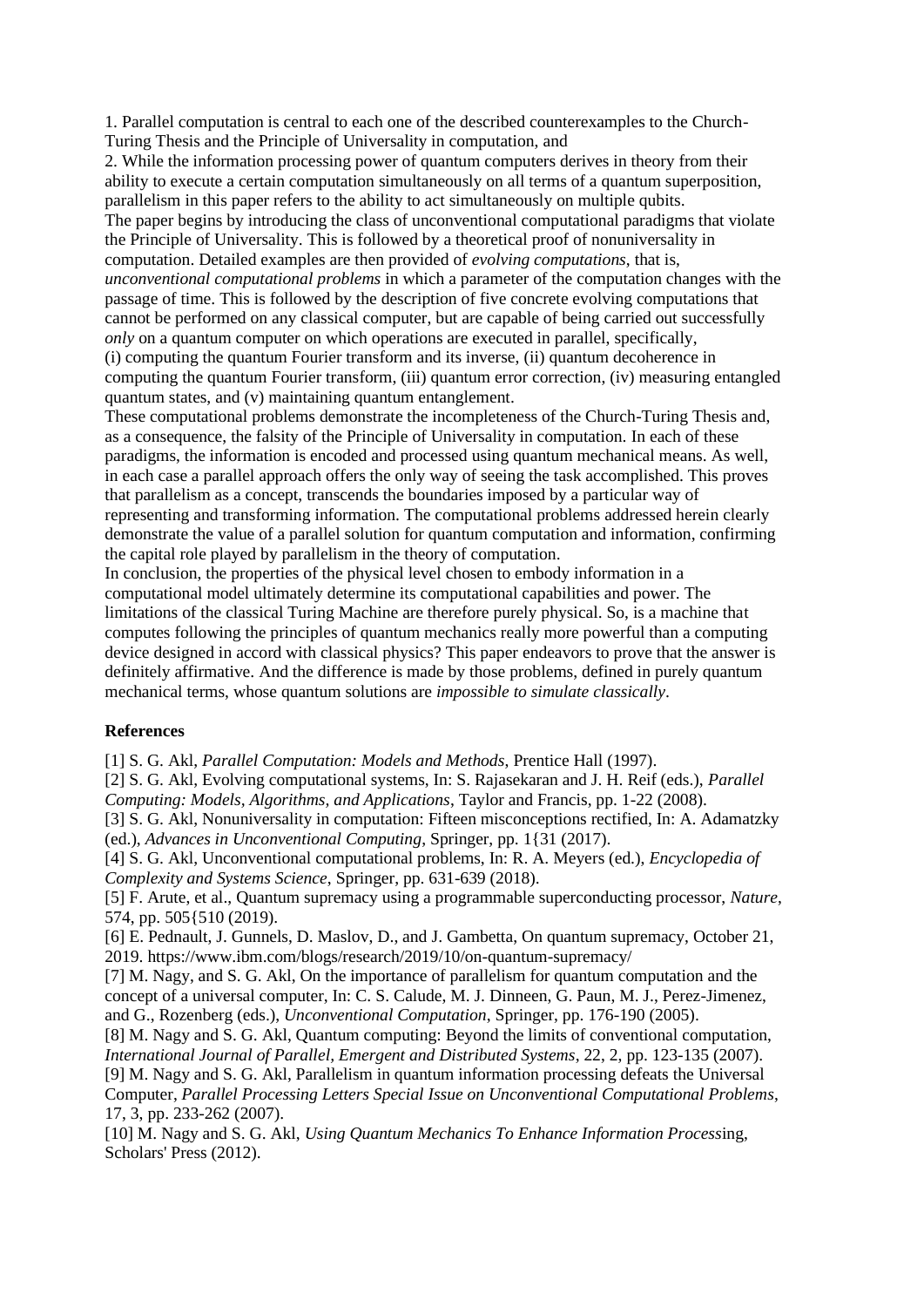1. Parallel computation is central to each one of the described counterexamples to the Church-Turing Thesis and the Principle of Universality in computation, and
2. While the information processing power of quantum computers derives in theory from their ability to execute a certain computation simultaneously on all terms of a quantum superposition, parallelism in this paper refers to the ability to act simultaneously on multiple qubits.

The paper begins by introducing the class of unconventional computational paradigms that violate the Principle of Universality. This is followed by a theoretical proof of nonuniversality in computation. Detailed examples are then provided of *evolving computations*, that is, *unconventional computational problems* in which a parameter of the computation changes with the passage of time. This is followed by the description of five concrete evolving computations that cannot be performed on any classical computer, but are capable of being carried out successfully *only* on a quantum computer on which operations are executed in parallel, specifically, (i) computing the quantum Fourier transform and its inverse, (ii) quantum decoherence in computing the quantum Fourier transform, (iii) quantum error correction, (iv) measuring entangled quantum states, and (v) maintaining quantum entanglement.

These computational problems demonstrate the incompleteness of the Church-Turing Thesis and, as a consequence, the falsity of the Principle of Universality in computation. In each of these paradigms, the information is encoded and processed using quantum mechanical means. As well, in each case a parallel approach offers the only way of seeing the task accomplished. This proves that parallelism as a concept, transcends the boundaries imposed by a particular way of representing and transforming information. The computational problems addressed herein clearly demonstrate the value of a parallel solution for quantum computation and information, confirming the capital role played by parallelism in the theory of computation.

In conclusion, the properties of the physical level chosen to embody information in a computational model ultimately determine its computational capabilities and power. The limitations of the classical Turing Machine are therefore purely physical. So, is a machine that computes following the principles of quantum mechanics really more powerful than a computing device designed in accord with classical physics? This paper endeavors to prove that the answer is definitely affirmative. And the difference is made by those problems, defined in purely quantum mechanical terms, whose quantum solutions are *impossible to simulate classically*.

## References

[1] S. G. Akl, *Parallel Computation: Models and Methods*, Prentice Hall (1997).

[2] S. G. Akl, Evolving computational systems, In: S. Rajasekaran and J. H. Reif (eds.), *Parallel Computing: Models, Algorithms, and Applications*, Taylor and Francis, pp. 1-22 (2008).

[3] S. G. Akl, Nonuniversality in computation: Fifteen misconceptions rectified, In: A. Adamatzky (ed.), *Advances in Unconventional Computing*, Springer, pp. 1{31 (2017).

[4] S. G. Akl, Unconventional computational problems, In: R. A. Meyers (ed.), *Encyclopedia of Complexity and Systems Science*, Springer, pp. 631-639 (2018).

[5] F. Arute, et al., Quantum supremacy using a programmable superconducting processor, *Nature*, 574, pp. 505{510 (2019).

[6] E. Pednault, J. Gunnels, D. Maslov, D., and J. Gambetta, On quantum supremacy, October 21, 2019. https://www.ibm.com/blogs/research/2019/10/on-quantum-supremacy/

[7] M. Nagy, and S. G. Akl, On the importance of parallelism for quantum computation and the concept of a universal computer, In: C. S. Calude, M. J. Dinneen, G. Paun, M. J., Perez-Jimenez, and G., Rozenberg (eds.), *Unconventional Computation*, Springer, pp. 176-190 (2005).

[8] M. Nagy and S. G. Akl, Quantum computing: Beyond the limits of conventional computation, *International Journal of Parallel, Emergent and Distributed Systems*, 22, 2, pp. 123-135 (2007).

[9] M. Nagy and S. G. Akl, Parallelism in quantum information processing defeats the Universal Computer, *Parallel Processing Letters Special Issue on Unconventional Computational Problems*, 17, 3, pp. 233-262 (2007).

[10] M. Nagy and S. G. Akl, *Using Quantum Mechanics To Enhance Information Process*ing, Scholars' Press (2012).